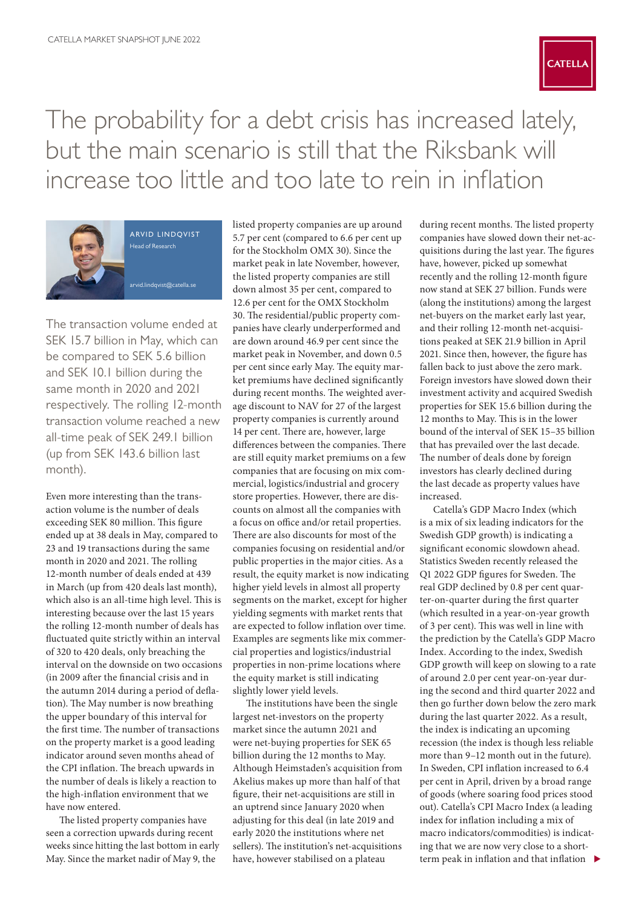# The probability for a debt crisis has increased lately, but the main scenario is still that the Riksbank will increase too little and too late to rein in inflation

ARVID LINDQVIST
Head of Research

arvid.lindqvist@catella.se

The transaction volume ended at SEK 15.7 billion in May, which can be compared to SEK 5.6 billion and SEK 10.1 billion during the same month in 2020 and 2021 respectively. The rolling 12-month transaction volume reached a new all-time peak of SEK 249.1 billion (up from SEK 143.6 billion last month).

Even more interesting than the transaction volume is the number of deals exceeding SEK 80 million. This figure ended up at 38 deals in May, compared to 23 and 19 transactions during the same month in 2020 and 2021. The rolling 12-month number of deals ended at 439 in March (up from 420 deals last month), which also is an all-time high level. This is interesting because over the last 15 years the rolling 12-month number of deals has fluctuated quite strictly within an interval of 320 to 420 deals, only breaching the interval on the downside on two occasions (in 2009 after the financial crisis and in the autumn 2014 during a period of deflation). The May number is now breathing the upper boundary of this interval for the first time. The number of transactions on the property market is a good leading indicator around seven months ahead of the CPI inflation. The breach upwards in the number of deals is likely a reaction to the high-inflation environment that we have now entered.

The listed property companies have seen a correction upwards during recent weeks since hitting the last bottom in early May. Since the market nadir of May 9, the listed property companies are up around 5.7 per cent (compared to 6.6 per cent up for the Stockholm OMX 30). Since the market peak in late November, however, the listed property companies are still down almost 35 per cent, compared to 12.6 per cent for the OMX Stockholm 30. The residential/public property companies have clearly underperformed and are down around 46.9 per cent since the market peak in November, and down 0.5 per cent since early May. The equity market premiums have declined significantly during recent months. The weighted average discount to NAV for 27 of the largest property companies is currently around 14 per cent. There are, however, large differences between the companies. There are still equity market premiums on a few companies that are focusing on mix commercial, logistics/industrial and grocery store properties. However, there are discounts on almost all the companies with a focus on office and/or retail properties. There are also discounts for most of the companies focusing on residential and/or public properties in the major cities. As a result, the equity market is now indicating higher yield levels in almost all property segments on the market, except for higher yielding segments with market rents that are expected to follow inflation over time. Examples are segments like mix commercial properties and logistics/industrial properties in non-prime locations where the equity market is still indicating slightly lower yield levels.

The institutions have been the single largest net-investors on the property market since the autumn 2021 and were net-buying properties for SEK 65 billion during the 12 months to May. Although Heimstaden's acquisition from Akelius makes up more than half of that figure, their net-acquisitions are still in an uptrend since January 2020 when adjusting for this deal (in late 2019 and early 2020 the institutions where net sellers). The institution's net-acquisitions have, however stabilised on a plateau during recent months. The listed property companies have slowed down their net-acquisitions during the last year. The figures have, however, picked up somewhat recently and the rolling 12-month figure now stand at SEK 27 billion. Funds were (along the institutions) among the largest net-buyers on the market early last year, and their rolling 12-month net-acquisitions peaked at SEK 21.9 billion in April 2021. Since then, however, the figure has fallen back to just above the zero mark. Foreign investors have slowed down their investment activity and acquired Swedish properties for SEK 15.6 billion during the 12 months to May. This is in the lower bound of the interval of SEK 15–35 billion that has prevailed over the last decade. The number of deals done by foreign investors has clearly declined during the last decade as property values have increased.

Catella's GDP Macro Index (which is a mix of six leading indicators for the Swedish GDP growth) is indicating a significant economic slowdown ahead. Statistics Sweden recently released the Q1 2022 GDP figures for Sweden. The real GDP declined by 0.8 per cent quarter-on-quarter during the first quarter (which resulted in a year-on-year growth of 3 per cent). This was well in line with the prediction by the Catella's GDP Macro Index. According to the index, Swedish GDP growth will keep on slowing to a rate of around 2.0 per cent year-on-year during the second and third quarter 2022 and then go further down below the zero mark during the last quarter 2022. As a result, the index is indicating an upcoming recession (the index is though less reliable more than 9–12 month out in the future). In Sweden, CPI inflation increased to 6.4 per cent in April, driven by a broad range of goods (where soaring food prices stood out). Catella's CPI Macro Index (a leading index for inflation including a mix of macro indicators/commodities) is indicating that we are now very close to a short-term peak in inflation and that inflation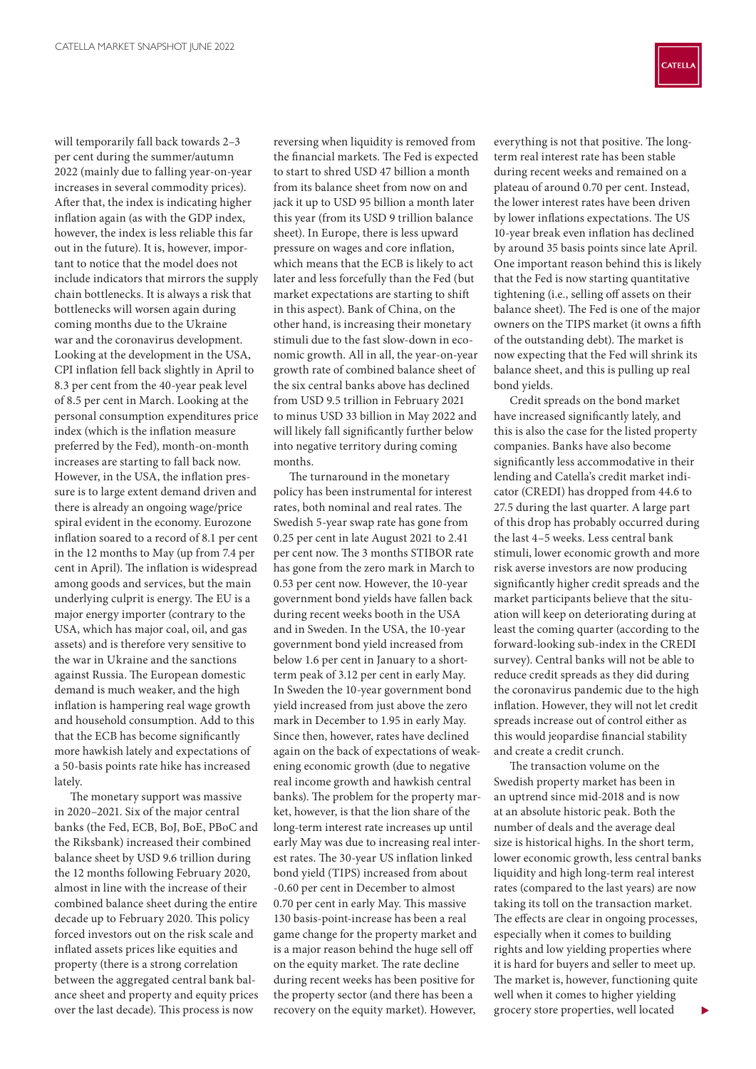will temporarily fall back towards 2–3 per cent during the summer/autumn 2022 (mainly due to falling year-on-year increases in several commodity prices). After that, the index is indicating higher inflation again (as with the GDP index, however, the index is less reliable this far out in the future). It is, however, important to notice that the model does not include indicators that mirrors the supply chain bottlenecks. It is always a risk that bottlenecks will worsen again during coming months due to the Ukraine war and the coronavirus development. Looking at the development in the USA, CPI inflation fell back slightly in April to 8.3 per cent from the 40-year peak level of 8.5 per cent in March. Looking at the personal consumption expenditures price index (which is the inflation measure preferred by the Fed), month-on-month increases are starting to fall back now. However, in the USA, the inflation pressure is to large extent demand driven and there is already an ongoing wage/price spiral evident in the economy. Eurozone inflation soared to a record of 8.1 per cent in the 12 months to May (up from 7.4 per cent in April). The inflation is widespread among goods and services, but the main underlying culprit is energy. The EU is a major energy importer (contrary to the USA, which has major coal, oil, and gas assets) and is therefore very sensitive to the war in Ukraine and the sanctions against Russia. The European domestic demand is much weaker, and the high inflation is hampering real wage growth and household consumption. Add to this that the ECB has become significantly more hawkish lately and expectations of a 50-basis points rate hike has increased lately.

The monetary support was massive in 2020–2021. Six of the major central banks (the Fed, ECB, BoJ, BoE, PBoC and the Riksbank) increased their combined balance sheet by USD 9.6 trillion during the 12 months following February 2020, almost in line with the increase of their combined balance sheet during the entire decade up to February 2020. This policy forced investors out on the risk scale and inflated assets prices like equities and property (there is a strong correlation between the aggregated central bank balance sheet and property and equity prices over the last decade). This process is now reversing when liquidity is removed from the financial markets. The Fed is expected to start to shred USD 47 billion a month from its balance sheet from now on and jack it up to USD 95 billion a month later this year (from its USD 9 trillion balance sheet). In Europe, there is less upward pressure on wages and core inflation, which means that the ECB is likely to act later and less forcefully than the Fed (but market expectations are starting to shift in this aspect). Bank of China, on the other hand, is increasing their monetary stimuli due to the fast slow-down in economic growth. All in all, the year-on-year growth rate of combined balance sheet of the six central banks above has declined from USD 9.5 trillion in February 2021 to minus USD 33 billion in May 2022 and will likely fall significantly further below into negative territory during coming months.

The turnaround in the monetary policy has been instrumental for interest rates, both nominal and real rates. The Swedish 5-year swap rate has gone from 0.25 per cent in late August 2021 to 2.41 per cent now. The 3 months STIBOR rate has gone from the zero mark in March to 0.53 per cent now. However, the 10-year government bond yields have fallen back during recent weeks booth in the USA and in Sweden. In the USA, the 10-year government bond yield increased from below 1.6 per cent in January to a short-term peak of 3.12 per cent in early May. In Sweden the 10-year government bond yield increased from just above the zero mark in December to 1.95 in early May. Since then, however, rates have declined again on the back of expectations of weakening economic growth (due to negative real income growth and hawkish central banks). The problem for the property market, however, is that the lion share of the long-term interest rate increases up until early May was due to increasing real interest rates. The 30-year US inflation linked bond yield (TIPS) increased from about -0.60 per cent in December to almost 0.70 per cent in early May. This massive 130 basis-point-increase has been a real game changer for the property market and is a major reason behind the huge sell off on the equity market. The rate decline during recent weeks has been positive for the property sector (and there has been a recovery on the equity market). However, everything is not that positive. The long-term real interest rate has been stable during recent weeks and remained on a plateau of around 0.70 per cent. Instead, the lower interest rates have been driven by lower inflations expectations. The US 10-year break even inflation has declined by around 35 basis points since late April. One important reason behind this is likely that the Fed is now starting quantitative tightening (i.e., selling off assets on their balance sheet). The Fed is one of the major owners on the TIPS market (it owns a fifth of the outstanding debt). The market is now expecting that the Fed will shrink its balance sheet, and this is pulling up real bond yields.

Credit spreads on the bond market have increased significantly lately, and this is also the case for the listed property companies. Banks have also become significantly less accommodative in their lending and Catella's credit market indicator (CREDI) has dropped from 44.6 to 27.5 during the last quarter. A large part of this drop has probably occurred during the last 4–5 weeks. Less central bank stimuli, lower economic growth and more risk averse investors are now producing significantly higher credit spreads and the market participants believe that the situation will keep on deteriorating during at least the coming quarter (according to the forward-looking sub-index in the CREDI survey). Central banks will not be able to reduce credit spreads as they did during the coronavirus pandemic due to the high inflation. However, they will not let credit spreads increase out of control either as this would jeopardise financial stability and create a credit crunch.

The transaction volume on the Swedish property market has been in an uptrend since mid-2018 and is now at an absolute historic peak. Both the number of deals and the average deal size is historical highs. In the short term, lower economic growth, less central banks liquidity and high long-term real interest rates (compared to the last years) are now taking its toll on the transaction market. The effects are clear in ongoing processes, especially when it comes to building rights and low yielding properties where it is hard for buyers and seller to meet up. The market is, however, functioning quite well when it comes to higher yielding grocery store properties, well located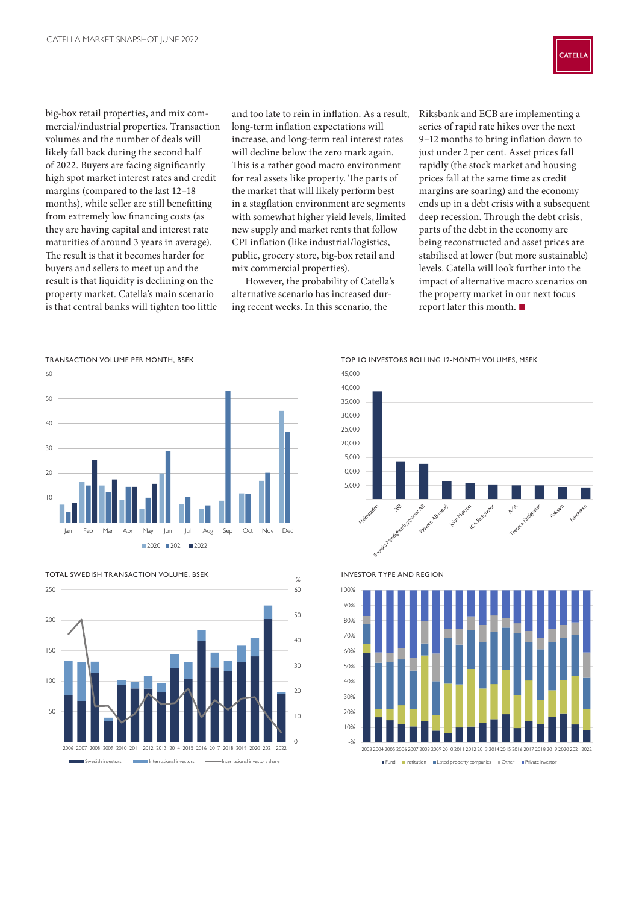big-box retail properties, and mix commercial/industrial properties. Transaction volumes and the number of deals will likely fall back during the second half of 2022. Buyers are facing significantly high spot market interest rates and credit margins (compared to the last 12–18 months), while seller are still benefitting from extremely low financing costs (as they are having capital and interest rate maturities of around 3 years in average). The result is that it becomes harder for buyers and sellers to meet up and the result is that liquidity is declining on the property market. Catella's main scenario is that central banks will tighten too little and too late to rein in inflation. As a result, long-term inflation expectations will increase, and long-term real interest rates will decline below the zero mark again. This is a rather good macro environment for real assets like property. The parts of the market that will likely perform best in a stagflation environment are segments with somewhat higher yield levels, limited new supply and market rents that follow CPI inflation (like industrial/logistics, public, grocery store, big-box retail and mix commercial properties).

However, the probability of Catella's alternative scenario has increased during recent weeks. In this scenario, the Riksbank and ECB are implementing a series of rapid rate hikes over the next 9–12 months to bring inflation down to just under 2 per cent. Asset prices fall rapidly (the stock market and housing prices fall at the same time as credit margins are soaring) and the economy ends up in a debt crisis with a subsequent deep recession. Through the debt crisis, parts of the debt in the economy are being reconstructed and asset prices are stabilised at lower (but more sustainable) levels. Catella will look further into the impact of alternative macro scenarios on the property market in our next focus report later this month. ■

TRANSACTION VOLUME PER MONTH, BSEK

60
50
40
30
20
10
Jan Feb Mar Apr May Jun Jul Aug Sep Oct Nov Dec
2020 2021 2022

TOP 10 INVESTORS ROLLING 12-MONTH VOLUMES, MSEK

45,000
40,000
35,000
30,000
25,000
20,000
15,000
10,000
5,000
-
Heimstaden, SBB, Svenska Myndighetsbyggnader AB, Klövern AB (new), John Mattson, ICA Fastigheter, AXA, Trecore Fastigheter, Folksam, Randviken

TOTAL SWEDISH TRANSACTION VOLUME, BSEK

250
200
150
100
50
-
%
60
50
40
30
20
10
0
2006 2007 2008 2009 2010 2011 2012 2013 2014 2015 2016 2017 2018 2019 2020 2021 2022
Swedish investors International investors International investors share

INVESTOR TYPE AND REGION

100%
90%
80%
70%
60%
50%
40%
30%
20%
10%
-%
2003 2004 2005 2006 2007 2008 2009 2010 2011 2012 2013 2014 2015 2016 2017 2018 2019 2020 2021 2022
Fund Institution Listed property companies Other Private investor